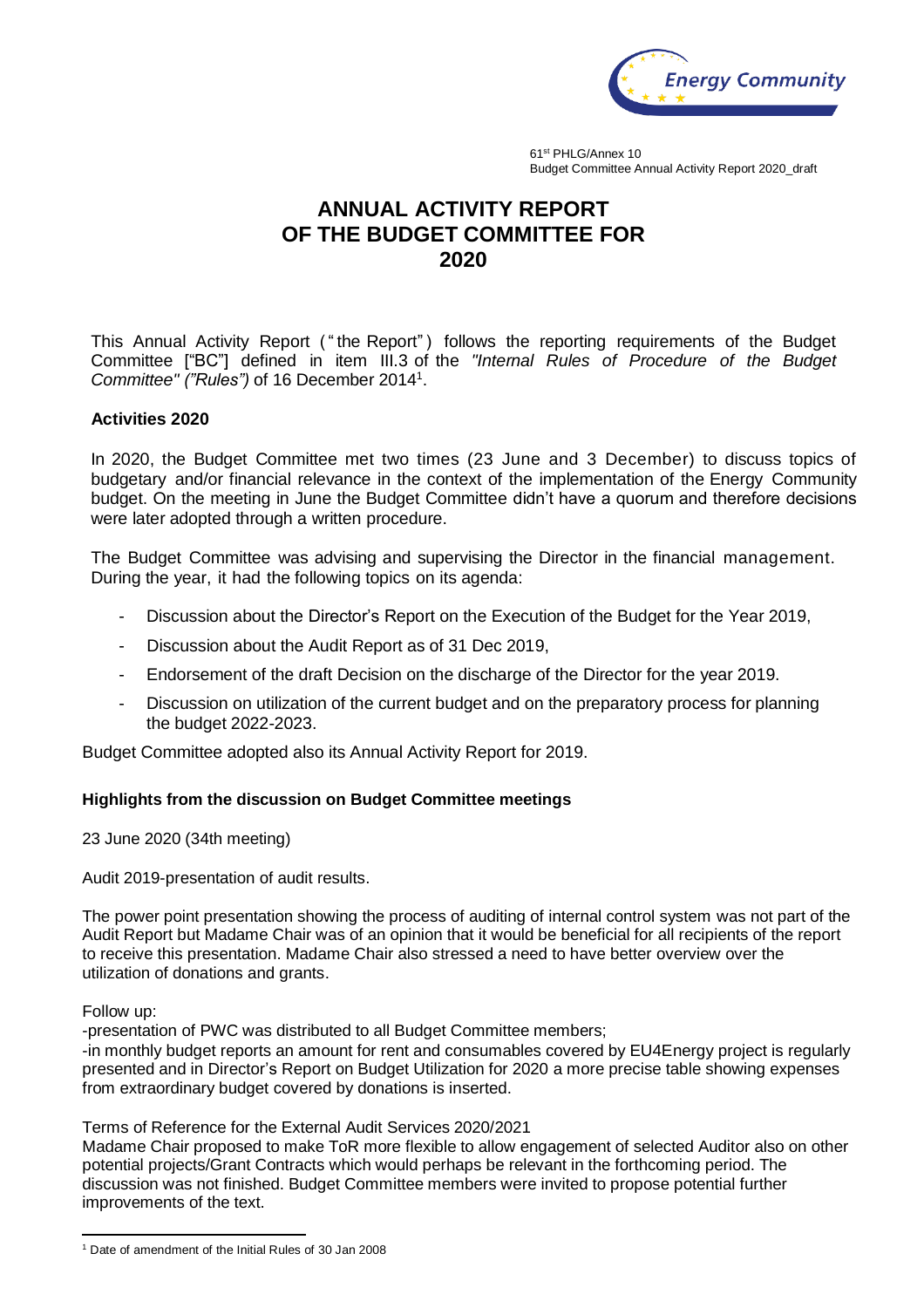61[st] PHLG/Annex 10
Budget Committee Annual Activity Report 2020_draft

# ANNUAL ACTIVITY REPORT OF THE BUDGET COMMITTEE FOR 2020

This Annual Activity Report ("the Report") follows the reporting requirements of the Budget Committee ["BC"] defined in item III.3 of the *"Internal Rules of Procedure of the Budget Committee" ("Rules")* of 16 December 2014[1].

**Activities 2020**

In 2020, the Budget Committee met two times (23 June and 3 December) to discuss topics of budgetary and/or financial relevance in the context of the implementation of the Energy Community budget. On the meeting in June the Budget Committee didn't have a quorum and therefore decisions were later adopted through a written procedure.

The Budget Committee was advising and supervising the Director in the financial management. During the year, it had the following topics on its agenda:

- Discussion about the Director's Report on the Execution of the Budget for the Year 2019,
- Discussion about the Audit Report as of 31 Dec 2019,
- Endorsement of the draft Decision on the discharge of the Director for the year 2019.
- Discussion on utilization of the current budget and on the preparatory process for planning the budget 2022-2023.

Budget Committee adopted also its Annual Activity Report for 2019.

**Highlights from the discussion on Budget Committee meetings**

23 June 2020 (34th meeting)

Audit 2019-presentation of audit results.

The power point presentation showing the process of auditing of internal control system was not part of the Audit Report but Madame Chair was of an opinion that it would be beneficial for all recipients of the report to receive this presentation. Madame Chair also stressed a need to have better overview over the utilization of donations and grants.

Follow up:
-presentation of PWC was distributed to all Budget Committee members;
-in monthly budget reports an amount for rent and consumables covered by EU4Energy project is regularly presented and in Director's Report on Budget Utilization for 2020 a more precise table showing expenses from extraordinary budget covered by donations is inserted.

Terms of Reference for the External Audit Services 2020/2021
Madame Chair proposed to make ToR more flexible to allow engagement of selected Auditor also on other potential projects/Grant Contracts which would perhaps be relevant in the forthcoming period. The discussion was not finished. Budget Committee members were invited to propose potential further improvements of the text.

[1] Date of amendment of the Initial Rules of 30 Jan 2008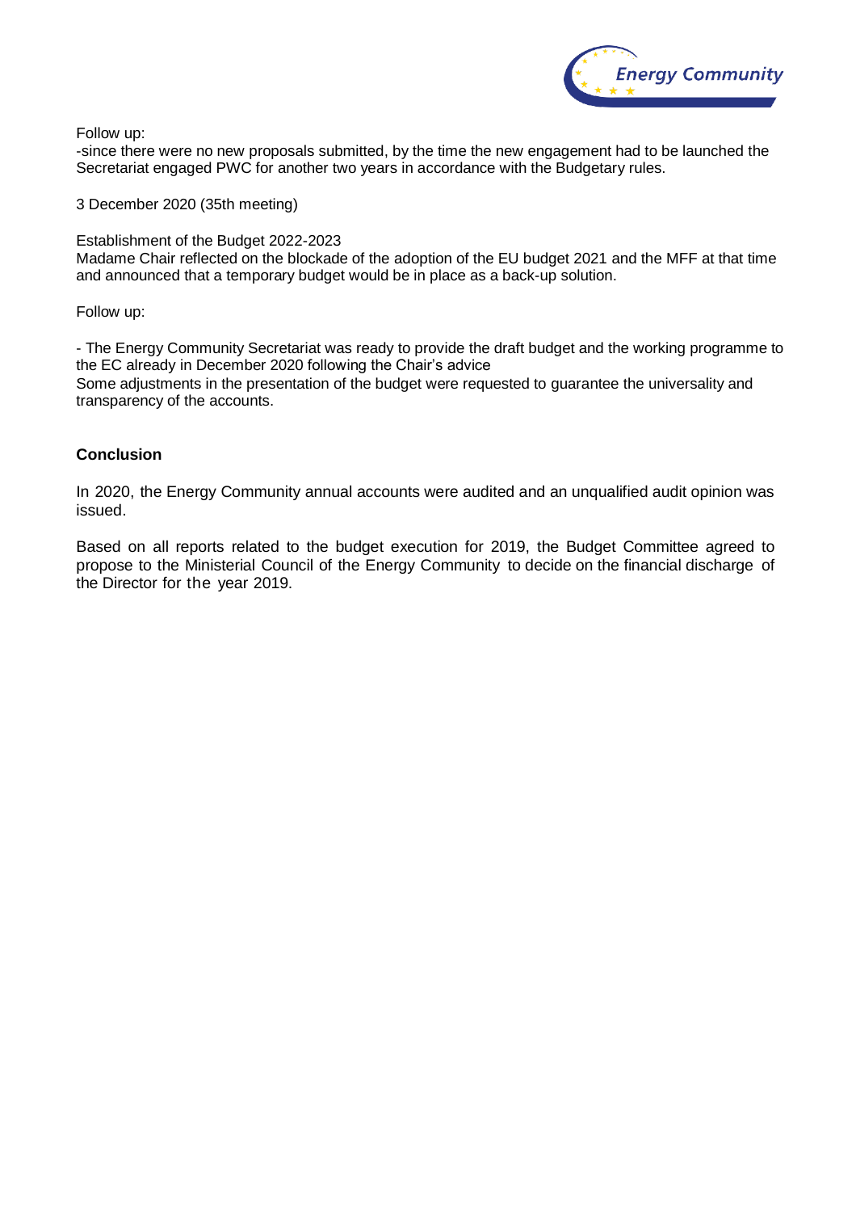Follow up:

-since there were no new proposals submitted, by the time the new engagement had to be launched the Secretariat engaged PWC for another two years in accordance with the Budgetary rules.

3 December 2020 (35th meeting)

Establishment of the Budget 2022-2023

Madame Chair reflected on the blockade of the adoption of the EU budget 2021 and the MFF at that time and announced that a temporary budget would be in place as a back-up solution.

Follow up:

- The Energy Community Secretariat was ready to provide the draft budget and the working programme to the EC already in December 2020 following the Chair's advice

Some adjustments in the presentation of the budget were requested to guarantee the universality and transparency of the accounts.

**Conclusion**

In 2020, the Energy Community annual accounts were audited and an unqualified audit opinion was issued.

Based on all reports related to the budget execution for 2019, the Budget Committee agreed to propose to the Ministerial Council of the Energy Community to decide on the financial discharge of the Director for the year 2019.